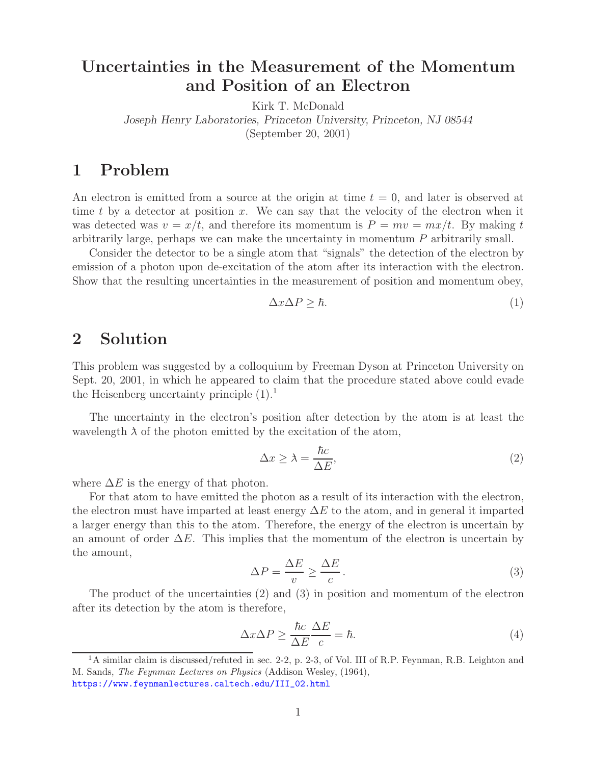# Uncertainties in the Measurement of the Momentum and Position of an Electron

Kirk T. McDonald

*Joseph Henry Laboratories, Princeton University, Princeton, NJ 08544*

(September 20, 2001)

## 1 Problem

An electron is emitted from a source at the origin at time $t = 0$, and later is observed at time $t$ by a detector at position $x$. We can say that the velocity of the electron when it was detected was $v = x/t$, and therefore its momentum is $P = mv = mx/t$. By making $t$ arbitrarily large, perhaps we can make the uncertainty in momentum $P$ arbitrarily small.

Consider the detector to be a single atom that "signals" the detection of the electron by emission of a photon upon de-excitation of the atom after its interaction with the electron. Show that the resulting uncertainties in the measurement of position and momentum obey,

$$\Delta x \Delta P \geq \hbar. \tag{1}$$

## 2 Solution

This problem was suggested by a colloquium by Freeman Dyson at Princeton University on Sept. 20, 2001, in which he appeared to claim that the procedure stated above could evade the Heisenberg uncertainty principle (1).[1]

The uncertainty in the electron's position after detection by the atom is at least the wavelength $\lambda\!\!\!^{-}$ of the photon emitted by the excitation of the atom,

$$\Delta x \geq \lambda\!\!\!^{-} = \frac{\hbar c}{\Delta E}, \tag{2}$$

where $\Delta E$ is the energy of that photon.

For that atom to have emitted the photon as a result of its interaction with the electron, the electron must have imparted at least energy $\Delta E$ to the atom, and in general it imparted a larger energy than this to the atom. Therefore, the energy of the electron is uncertain by an amount of order $\Delta E$. This implies that the momentum of the electron is uncertain by the amount,

$$\Delta P = \frac{\Delta E}{v} \geq \frac{\Delta E}{c}. \tag{3}$$

The product of the uncertainties (2) and (3) in position and momentum of the electron after its detection by the atom is therefore,

$$\Delta x \Delta P \geq \frac{\hbar c}{\Delta E} \frac{\Delta E}{c} = \hbar. \tag{4}$$

---

[1] A similar claim is discussed/refuted in sec. 2-2, p. 2-3, of Vol. III of R.P. Feynman, R.B. Leighton and M. Sands, *The Feynman Lectures on Physics* (Addison Wesley, (1964), https://www.feynmanlectures.caltech.edu/III_02.html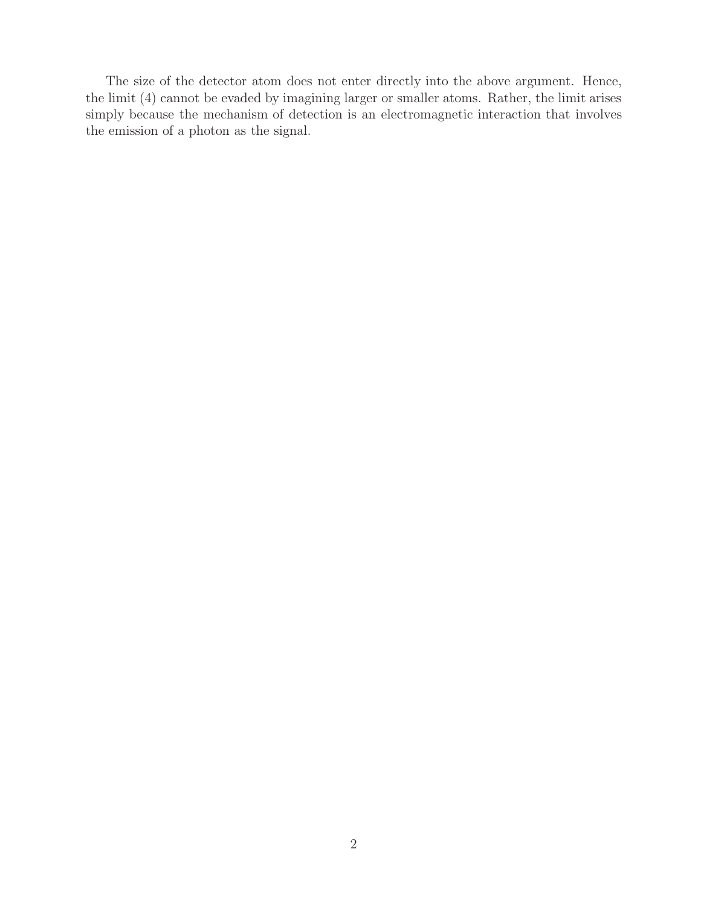The size of the detector atom does not enter directly into the above argument. Hence, the limit (4) cannot be evaded by imagining larger or smaller atoms. Rather, the limit arises simply because the mechanism of detection is an electromagnetic interaction that involves the emission of a photon as the signal.